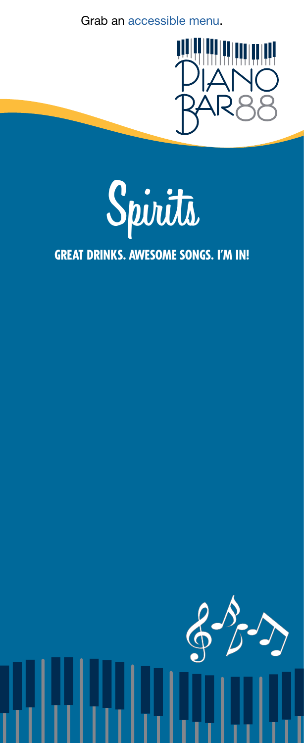Grab an [accessible menu](accessible menu).

PIANO BAR88

# Spirits

**GREAT DRINKS. AWESOME SONGS. I'M IN!**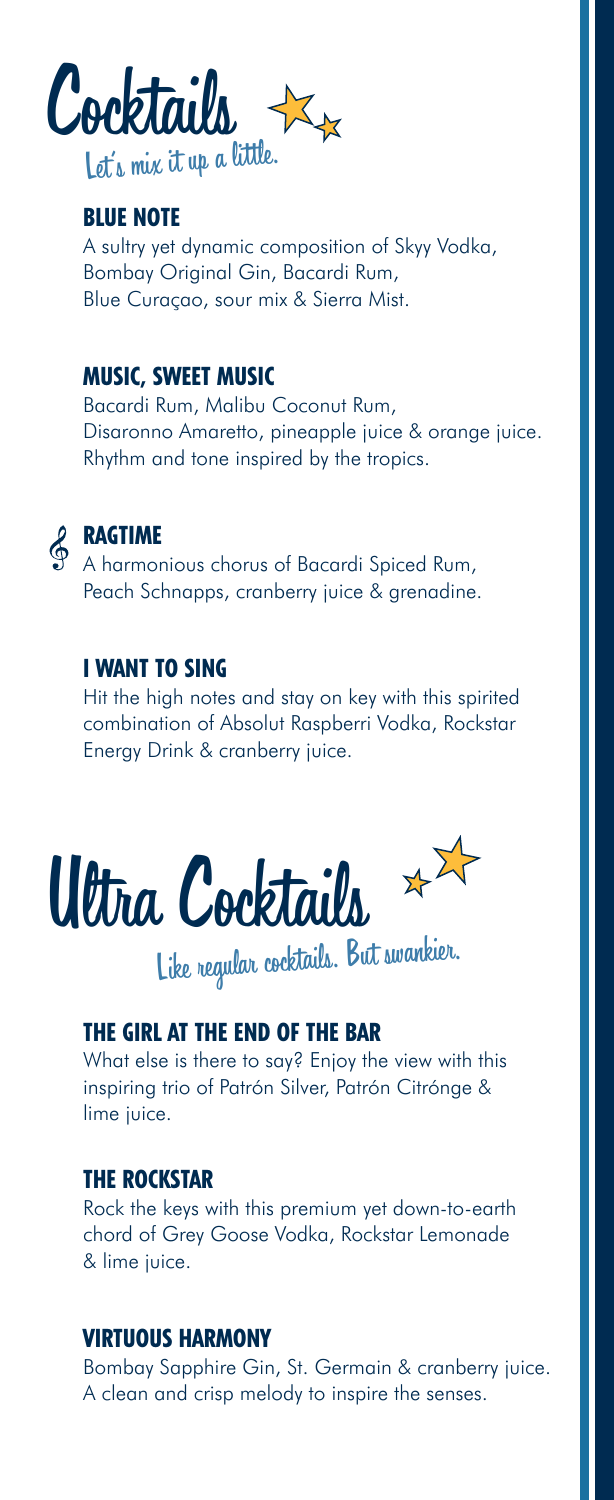# Cocktails

*Let's mix it up a little.*

### BLUE NOTE

A sultry yet dynamic composition of Skyy Vodka, Bombay Original Gin, Bacardi Rum, Blue Curaçao, sour mix & Sierra Mist.

### MUSIC, SWEET MUSIC

Bacardi Rum, Malibu Coconut Rum, Disaronno Amaretto, pineapple juice & orange juice. Rhythm and tone inspired by the tropics.

### RAGTIME

A harmonious chorus of Bacardi Spiced Rum, Peach Schnapps, cranberry juice & grenadine.

### I WANT TO SING

Hit the high notes and stay on key with this spirited combination of Absolut Raspberri Vodka, Rockstar Energy Drink & cranberry juice.

# Ultra Cocktails

*Like regular cocktails. But swankier.*

### THE GIRL AT THE END OF THE BAR

What else is there to say? Enjoy the view with this inspiring trio of Patrón Silver, Patrón Citrónge & lime juice.

### THE ROCKSTAR

Rock the keys with this premium yet down-to-earth chord of Grey Goose Vodka, Rockstar Lemonade & lime juice.

### VIRTUOUS HARMONY

Bombay Sapphire Gin, St. Germain & cranberry juice. A clean and crisp melody to inspire the senses.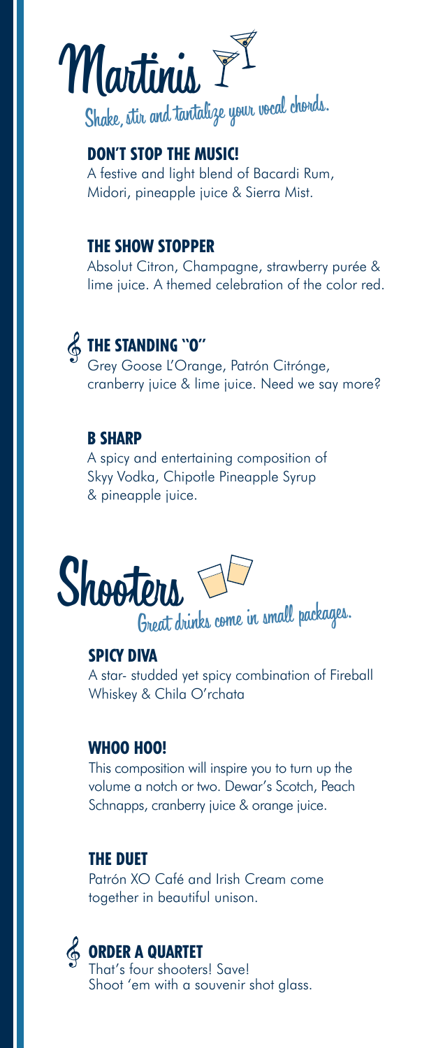# Martinis

Shake, stir and tantalize your vocal chords.

### DON'T STOP THE MUSIC!

A festive and light blend of Bacardi Rum, Midori, pineapple juice & Sierra Mist.

### THE SHOW STOPPER

Absolut Citron, Champagne, strawberry purée & lime juice. A themed celebration of the color red.

### THE STANDING "O"

Grey Goose L'Orange, Patrón Citrónge, cranberry juice & lime juice. Need we say more?

### B SHARP

A spicy and entertaining composition of Skyy Vodka, Chipotle Pineapple Syrup & pineapple juice.

# Shooters

Great drinks come in small packages.

### SPICY DIVA

A star- studded yet spicy combination of Fireball Whiskey & Chila O'rchata

### WHOO HOO!

This composition will inspire you to turn up the volume a notch or two. Dewar's Scotch, Peach Schnapps, cranberry juice & orange juice.

### THE DUET

Patrón XO Café and Irish Cream come together in beautiful unison.

### ORDER A QUARTET

That's four shooters! Save!
Shoot 'em with a souvenir shot glass.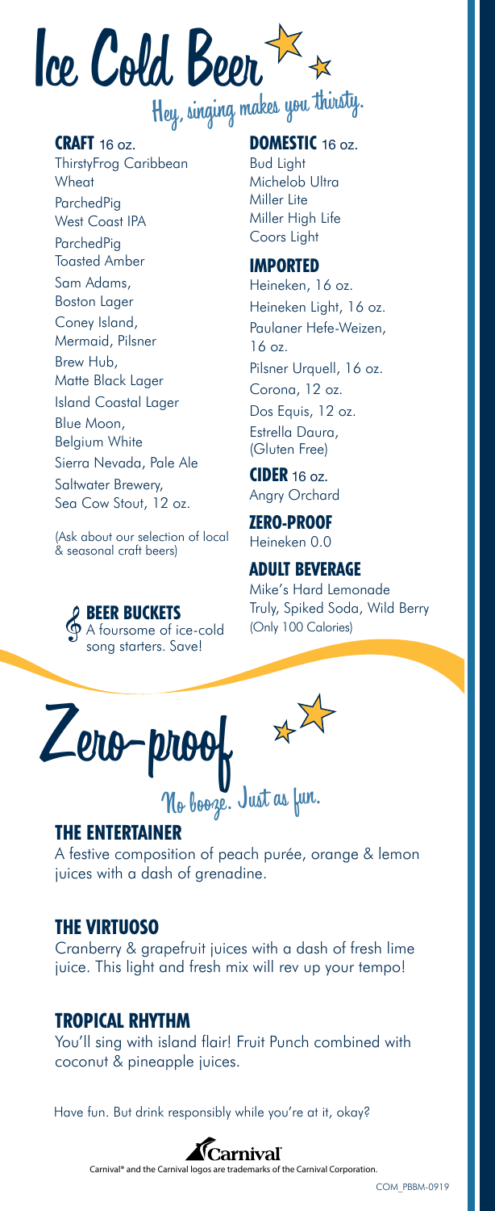# Ice Cold Beer

Hey, singing makes you thirsty.

## CRAFT 16 oz.

ThirstyFrog Caribbean Wheat

ParchedPig West Coast IPA

ParchedPig Toasted Amber

Sam Adams, Boston Lager

Coney Island, Mermaid, Pilsner

Brew Hub, Matte Black Lager

Island Coastal Lager

Blue Moon, Belgium White

Sierra Nevada, Pale Ale

Saltwater Brewery, Sea Cow Stout, 12 oz.

(Ask about our selection of local & seasonal craft beers)

## BEER BUCKETS

A foursome of ice-cold song starters. Save!

## DOMESTIC 16 oz.

Bud Light

Michelob Ultra

Miller Lite

Miller High Life

Coors Light

## IMPORTED

Heineken, 16 oz.

Heineken Light, 16 oz.

Paulaner Hefe-Weizen, 16 oz.

Pilsner Urquell, 16 oz.

Corona, 12 oz.

Dos Equis, 12 oz.

Estrella Daura, (Gluten Free)

## CIDER 16 oz.

Angry Orchard

## ZERO-PROOF

Heineken 0.0

## ADULT BEVERAGE

Mike's Hard Lemonade

Truly, Spiked Soda, Wild Berry (Only 100 Calories)

# Zero-proof

No booze. Just as fun.

## THE ENTERTAINER

A festive composition of peach purée, orange & lemon juices with a dash of grenadine.

## THE VIRTUOSO

Cranberry & grapefruit juices with a dash of fresh lime juice. This light and fresh mix will rev up your tempo!

## TROPICAL RHYTHM

You'll sing with island flair! Fruit Punch combined with coconut & pineapple juices.

Have fun. But drink responsibly while you're at it, okay?

Carnival

Carnival® and the Carnival logos are trademarks of the Carnival Corporation.

COM_PBBM-0919